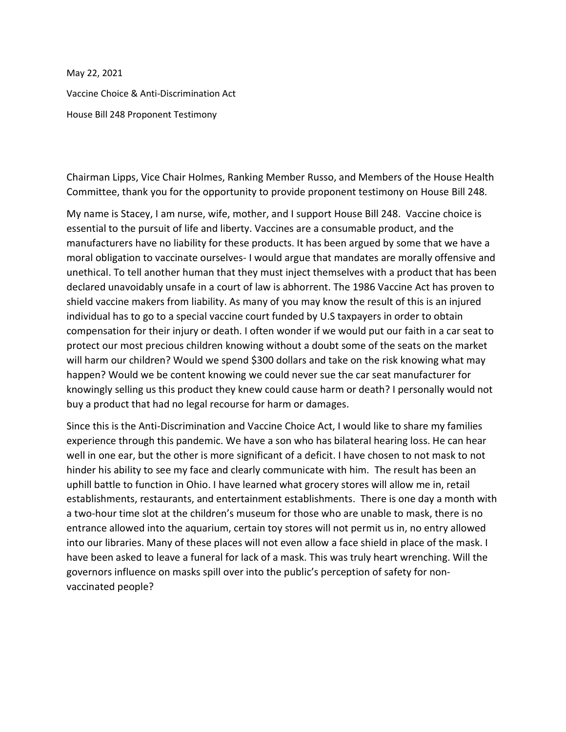May 22, 2021

Vaccine Choice & Anti-Discrimination Act

House Bill 248 Proponent Testimony

Chairman Lipps, Vice Chair Holmes, Ranking Member Russo, and Members of the House Health Committee, thank you for the opportunity to provide proponent testimony on House Bill 248.

My name is Stacey, I am nurse, wife, mother, and I support House Bill 248. Vaccine choice is essential to the pursuit of life and liberty. Vaccines are a consumable product, and the manufacturers have no liability for these products. It has been argued by some that we have a moral obligation to vaccinate ourselves- I would argue that mandates are morally offensive and unethical. To tell another human that they must inject themselves with a product that has been declared unavoidably unsafe in a court of law is abhorrent. The 1986 Vaccine Act has proven to shield vaccine makers from liability. As many of you may know the result of this is an injured individual has to go to a special vaccine court funded by U.S taxpayers in order to obtain compensation for their injury or death. I often wonder if we would put our faith in a car seat to protect our most precious children knowing without a doubt some of the seats on the market will harm our children? Would we spend $300 dollars and take on the risk knowing what may happen? Would we be content knowing we could never sue the car seat manufacturer for knowingly selling us this product they knew could cause harm or death? I personally would not buy a product that had no legal recourse for harm or damages.

Since this is the Anti-Discrimination and Vaccine Choice Act, I would like to share my families experience through this pandemic. We have a son who has bilateral hearing loss. He can hear well in one ear, but the other is more significant of a deficit. I have chosen to not mask to not hinder his ability to see my face and clearly communicate with him. The result has been an uphill battle to function in Ohio. I have learned what grocery stores will allow me in, retail establishments, restaurants, and entertainment establishments. There is one day a month with a two-hour time slot at the children's museum for those who are unable to mask, there is no entrance allowed into the aquarium, certain toy stores will not permit us in, no entry allowed into our libraries. Many of these places will not even allow a face shield in place of the mask. I have been asked to leave a funeral for lack of a mask. This was truly heart wrenching. Will the governors influence on masks spill over into the public's perception of safety for non-vaccinated people?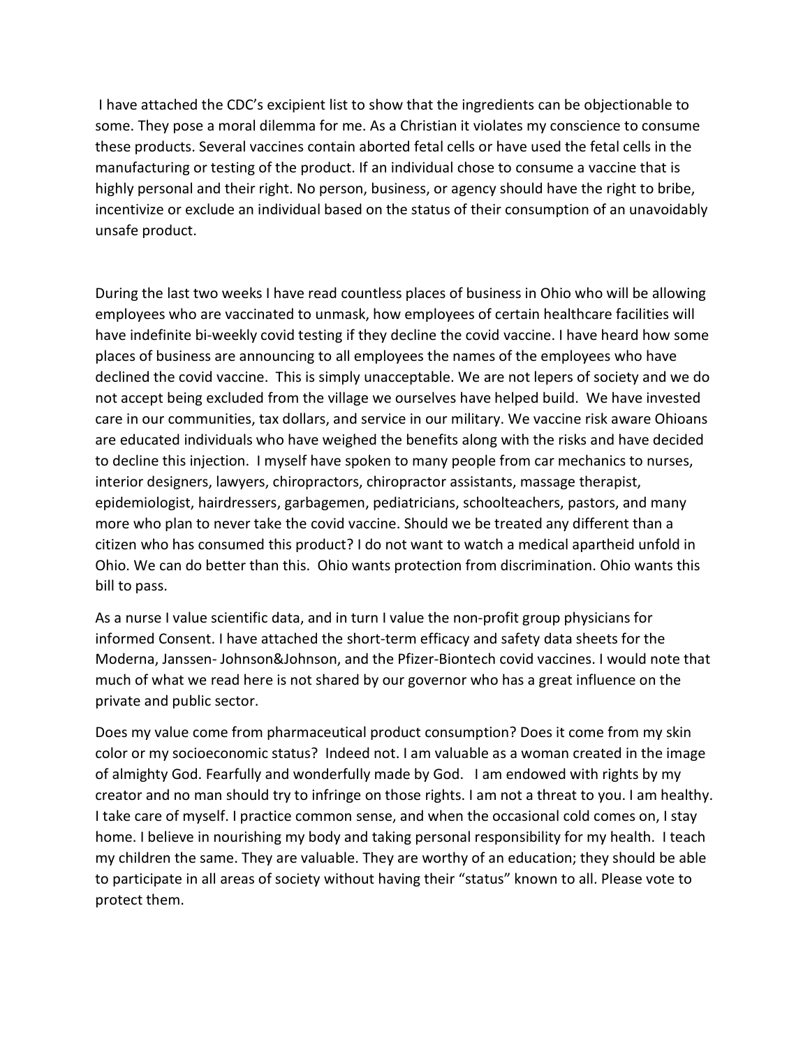I have attached the CDC's excipient list to show that the ingredients can be objectionable to some. They pose a moral dilemma for me. As a Christian it violates my conscience to consume these products. Several vaccines contain aborted fetal cells or have used the fetal cells in the manufacturing or testing of the product. If an individual chose to consume a vaccine that is highly personal and their right. No person, business, or agency should have the right to bribe, incentivize or exclude an individual based on the status of their consumption of an unavoidably unsafe product.

During the last two weeks I have read countless places of business in Ohio who will be allowing employees who are vaccinated to unmask, how employees of certain healthcare facilities will have indefinite bi-weekly covid testing if they decline the covid vaccine. I have heard how some places of business are announcing to all employees the names of the employees who have declined the covid vaccine. This is simply unacceptable. We are not lepers of society and we do not accept being excluded from the village we ourselves have helped build. We have invested care in our communities, tax dollars, and service in our military. We vaccine risk aware Ohioans are educated individuals who have weighed the benefits along with the risks and have decided to decline this injection. I myself have spoken to many people from car mechanics to nurses, interior designers, lawyers, chiropractors, chiropractor assistants, massage therapist, epidemiologist, hairdressers, garbagemen, pediatricians, schoolteachers, pastors, and many more who plan to never take the covid vaccine. Should we be treated any different than a citizen who has consumed this product? I do not want to watch a medical apartheid unfold in Ohio. We can do better than this. Ohio wants protection from discrimination. Ohio wants this bill to pass.

As a nurse I value scientific data, and in turn I value the non-profit group physicians for informed Consent. I have attached the short-term efficacy and safety data sheets for the Moderna, Janssen- Johnson&Johnson, and the Pfizer-Biontech covid vaccines. I would note that much of what we read here is not shared by our governor who has a great influence on the private and public sector.

Does my value come from pharmaceutical product consumption? Does it come from my skin color or my socioeconomic status? Indeed not. I am valuable as a woman created in the image of almighty God. Fearfully and wonderfully made by God. I am endowed with rights by my creator and no man should try to infringe on those rights. I am not a threat to you. I am healthy. I take care of myself. I practice common sense, and when the occasional cold comes on, I stay home. I believe in nourishing my body and taking personal responsibility for my health. I teach my children the same. They are valuable. They are worthy of an education; they should be able to participate in all areas of society without having their "status" known to all. Please vote to protect them.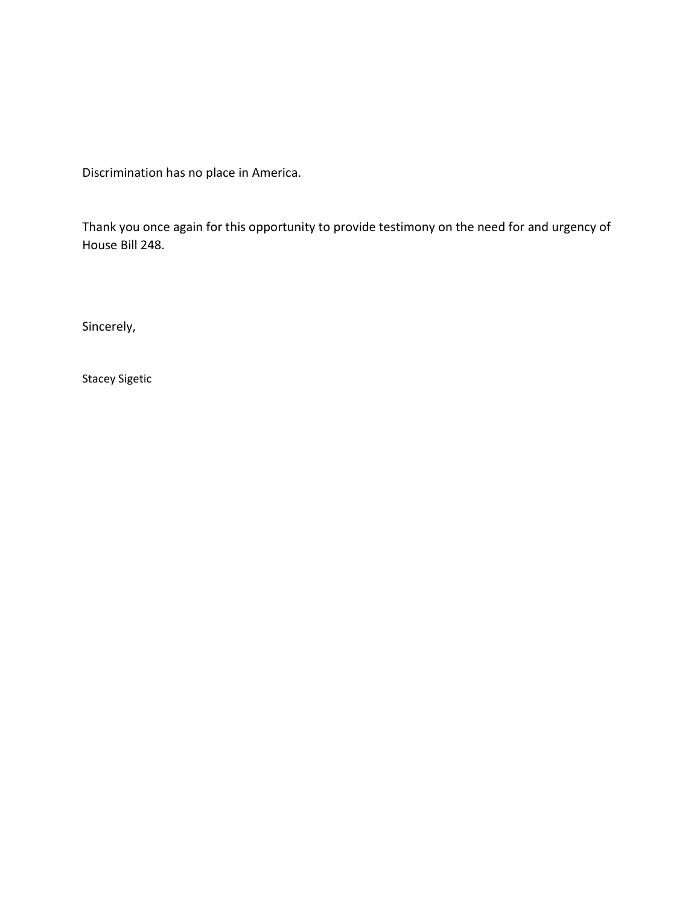Discrimination has no place in America.

Thank you once again for this opportunity to provide testimony on the need for and urgency of House Bill 248.

Sincerely,

Stacey Sigetic